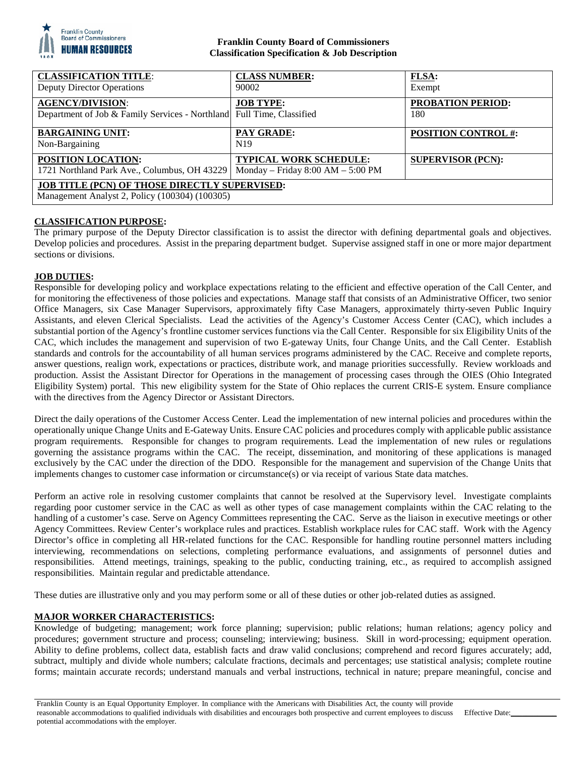**Franklin County Board of Commissioners**
**Classification Specification & Job Description**

| **CLASSIFICATION TITLE**: Deputy Director Operations | **CLASS NUMBER:** 90002 | **FLSA:** Exempt |
|---|---|---|
| **AGENCY/DIVISION**: Department of Job & Family Services - Northland | **JOB TYPE:** Full Time, Classified | **PROBATION PERIOD:** 180 |
| **BARGAINING UNIT:** Non-Bargaining | **PAY GRADE:** N19 | **POSITION CONTROL #:** |
| **POSITION LOCATION:** 1721 Northland Park Ave., Columbus, OH 43229 | **TYPICAL WORK SCHEDULE:** Monday – Friday 8:00 AM – 5:00 PM | **SUPERVISOR (PCN):** |
| **JOB TITLE (PCN) OF THOSE DIRECTLY SUPERVISED:** Management Analyst 2, Policy (100304) (100305) | | |

## CLASSIFICATION PURPOSE:

The primary purpose of the Deputy Director classification is to assist the director with defining departmental goals and objectives. Develop policies and procedures. Assist in the preparing department budget. Supervise assigned staff in one or more major department sections or divisions.

## JOB DUTIES:

Responsible for developing policy and workplace expectations relating to the efficient and effective operation of the Call Center, and for monitoring the effectiveness of those policies and expectations. Manage staff that consists of an Administrative Officer, two senior Office Managers, six Case Manager Supervisors, approximately fifty Case Managers, approximately thirty-seven Public Inquiry Assistants, and eleven Clerical Specialists. Lead the activities of the Agency's Customer Access Center (CAC), which includes a substantial portion of the Agency's frontline customer services functions via the Call Center. Responsible for six Eligibility Units of the CAC, which includes the management and supervision of two E-gateway Units, four Change Units, and the Call Center. Establish standards and controls for the accountability of all human services programs administered by the CAC. Receive and complete reports, answer questions, realign work, expectations or practices, distribute work, and manage priorities successfully. Review workloads and production. Assist the Assistant Director for Operations in the management of processing cases through the OIES (Ohio Integrated Eligibility System) portal. This new eligibility system for the State of Ohio replaces the current CRIS-E system. Ensure compliance with the directives from the Agency Director or Assistant Directors.

Direct the daily operations of the Customer Access Center. Lead the implementation of new internal policies and procedures within the operationally unique Change Units and E-Gateway Units. Ensure CAC policies and procedures comply with applicable public assistance program requirements. Responsible for changes to program requirements. Lead the implementation of new rules or regulations governing the assistance programs within the CAC. The receipt, dissemination, and monitoring of these applications is managed exclusively by the CAC under the direction of the DDO. Responsible for the management and supervision of the Change Units that implements changes to customer case information or circumstance(s) or via receipt of various State data matches.

Perform an active role in resolving customer complaints that cannot be resolved at the Supervisory level. Investigate complaints regarding poor customer service in the CAC as well as other types of case management complaints within the CAC relating to the handling of a customer's case. Serve on Agency Committees representing the CAC. Serve as the liaison in executive meetings or other Agency Committees. Review Center's workplace rules and practices. Establish workplace rules for CAC staff. Work with the Agency Director's office in completing all HR-related functions for the CAC. Responsible for handling routine personnel matters including interviewing, recommendations on selections, completing performance evaluations, and assignments of personnel duties and responsibilities. Attend meetings, trainings, speaking to the public, conducting training, etc., as required to accomplish assigned responsibilities. Maintain regular and predictable attendance.

These duties are illustrative only and you may perform some or all of these duties or other job-related duties as assigned.

## MAJOR WORKER CHARACTERISTICS:

Knowledge of budgeting; management; work force planning; supervision; public relations; human relations; agency policy and procedures; government structure and process; counseling; interviewing; business. Skill in word-processing; equipment operation. Ability to define problems, collect data, establish facts and draw valid conclusions; comprehend and record figures accurately; add, subtract, multiply and divide whole numbers; calculate fractions, decimals and percentages; use statistical analysis; complete routine forms; maintain accurate records; understand manuals and verbal instructions, technical in nature; prepare meaningful, concise and

Franklin County is an Equal Opportunity Employer. In compliance with the Americans with Disabilities Act, the county will provide reasonable accommodations to qualified individuals with disabilities and encourages both prospective and current employees to discuss potential accommodations with the employer. Effective Date:\_\_\_\_\_\_\_\_\_\_\_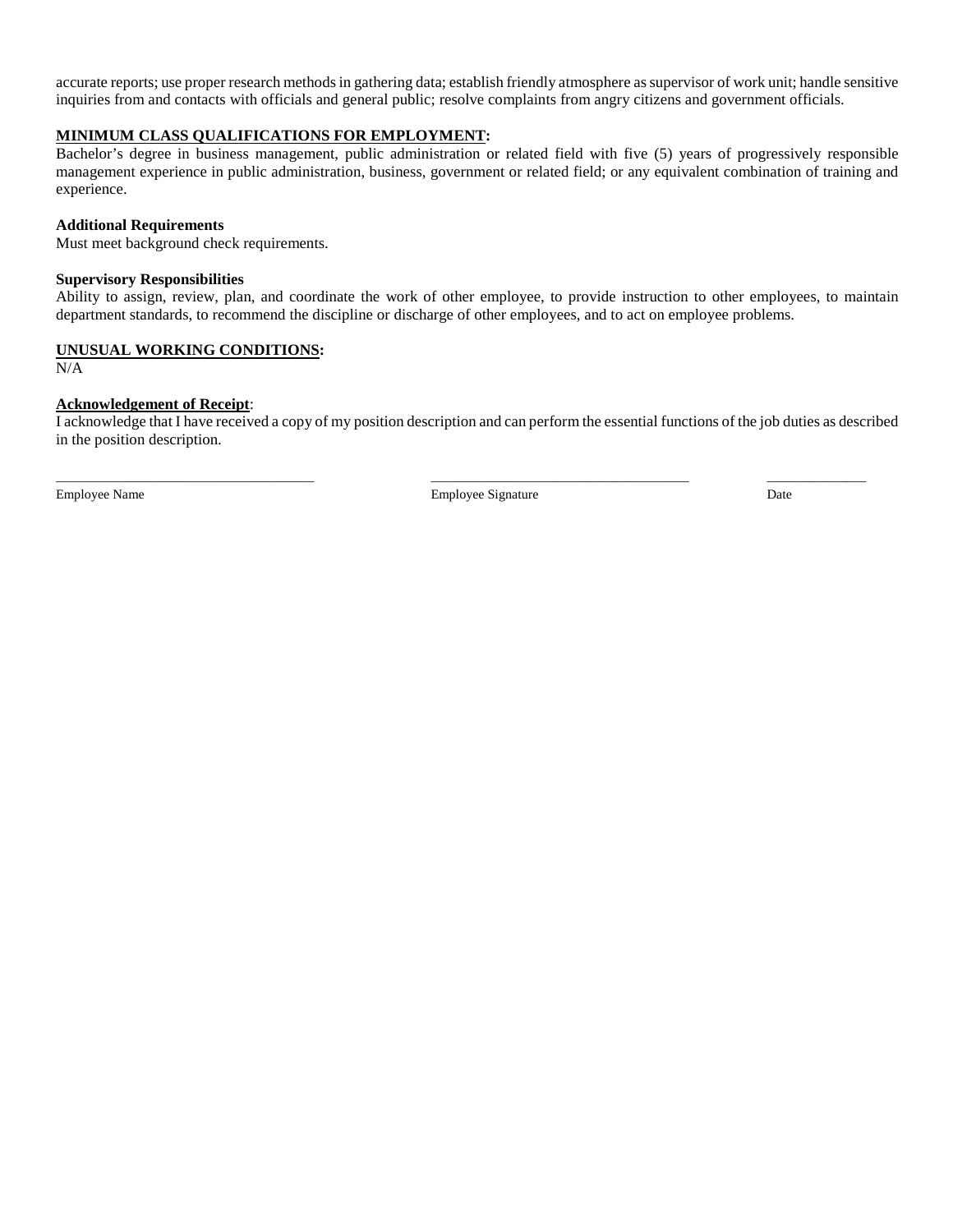accurate reports; use proper research methods in gathering data; establish friendly atmosphere as supervisor of work unit; handle sensitive inquiries from and contacts with officials and general public; resolve complaints from angry citizens and government officials.

**MINIMUM CLASS QUALIFICATIONS FOR EMPLOYMENT:**

Bachelor's degree in business management, public administration or related field with five (5) years of progressively responsible management experience in public administration, business, government or related field; or any equivalent combination of training and experience.

**Additional Requirements**

Must meet background check requirements.

**Supervisory Responsibilities**

Ability to assign, review, plan, and coordinate the work of other employee, to provide instruction to other employees, to maintain department standards, to recommend the discipline or discharge of other employees, and to act on employee problems.

**UNUSUAL WORKING CONDITIONS:**

N/A

**Acknowledgement of Receipt**:

I acknowledge that I have received a copy of my position description and can perform the essential functions of the job duties as described in the position description.

| | | |
|---|---|---|
| ______________________________ | ______________________________ | ____________ |
| Employee Name | Employee Signature | Date |